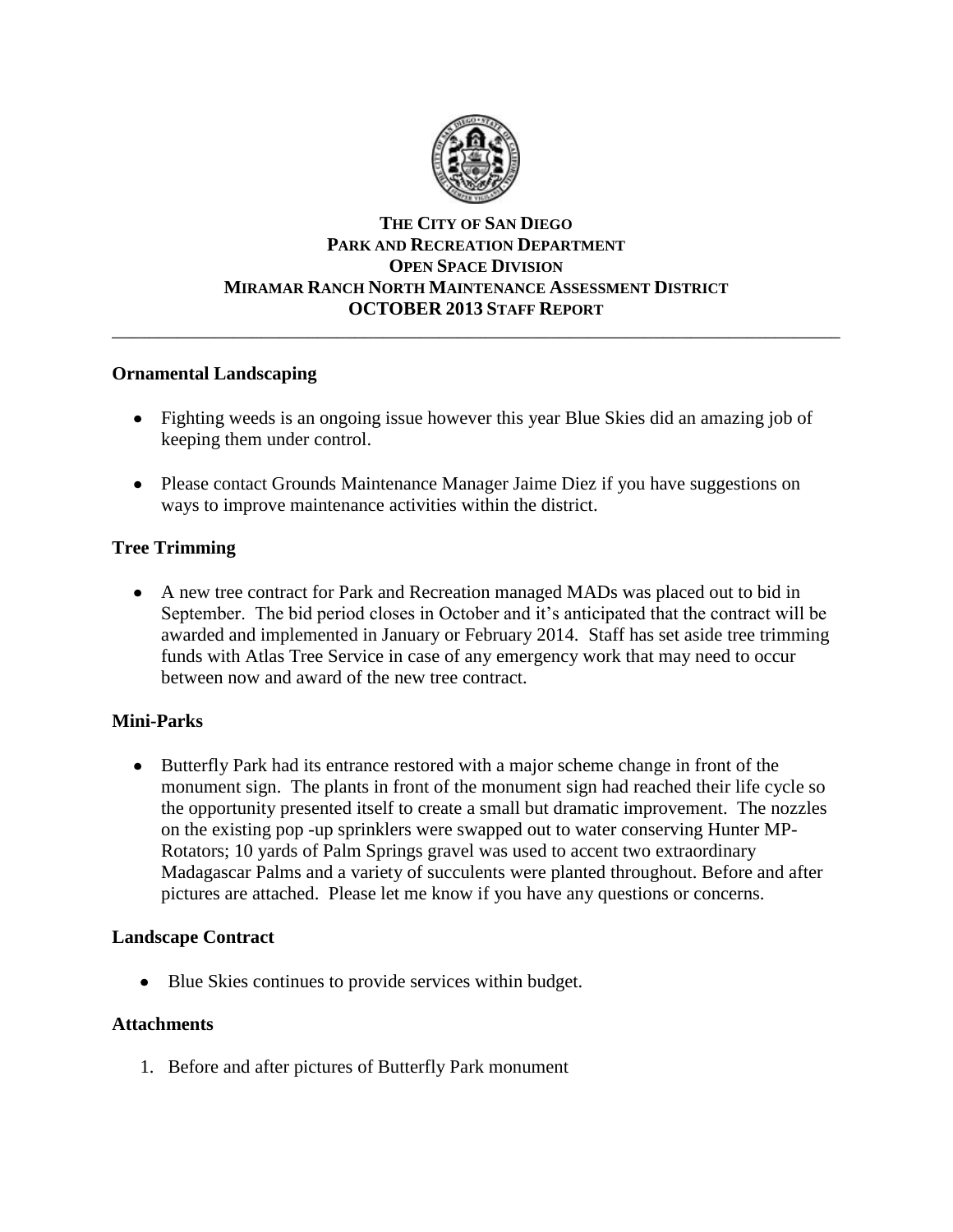# THE CITY OF SAN DIEGO
## PARK AND RECREATION DEPARTMENT
## OPEN SPACE DIVISION
## MIRAMAR RANCH NORTH MAINTENANCE ASSESSMENT DISTRICT
## OCTOBER 2013 STAFF REPORT

---

### Ornamental Landscaping

- Fighting weeds is an ongoing issue however this year Blue Skies did an amazing job of keeping them under control.
- Please contact Grounds Maintenance Manager Jaime Diez if you have suggestions on ways to improve maintenance activities within the district.

### Tree Trimming

- A new tree contract for Park and Recreation managed MADs was placed out to bid in September. The bid period closes in October and it's anticipated that the contract will be awarded and implemented in January or February 2014. Staff has set aside tree trimming funds with Atlas Tree Service in case of any emergency work that may need to occur between now and award of the new tree contract.

### Mini-Parks

- Butterfly Park had its entrance restored with a major scheme change in front of the monument sign. The plants in front of the monument sign had reached their life cycle so the opportunity presented itself to create a small but dramatic improvement. The nozzles on the existing pop -up sprinklers were swapped out to water conserving Hunter MP-Rotators; 10 yards of Palm Springs gravel was used to accent two extraordinary Madagascar Palms and a variety of succulents were planted throughout. Before and after pictures are attached. Please let me know if you have any questions or concerns.

### Landscape Contract

- Blue Skies continues to provide services within budget.

### Attachments

1. Before and after pictures of Butterfly Park monument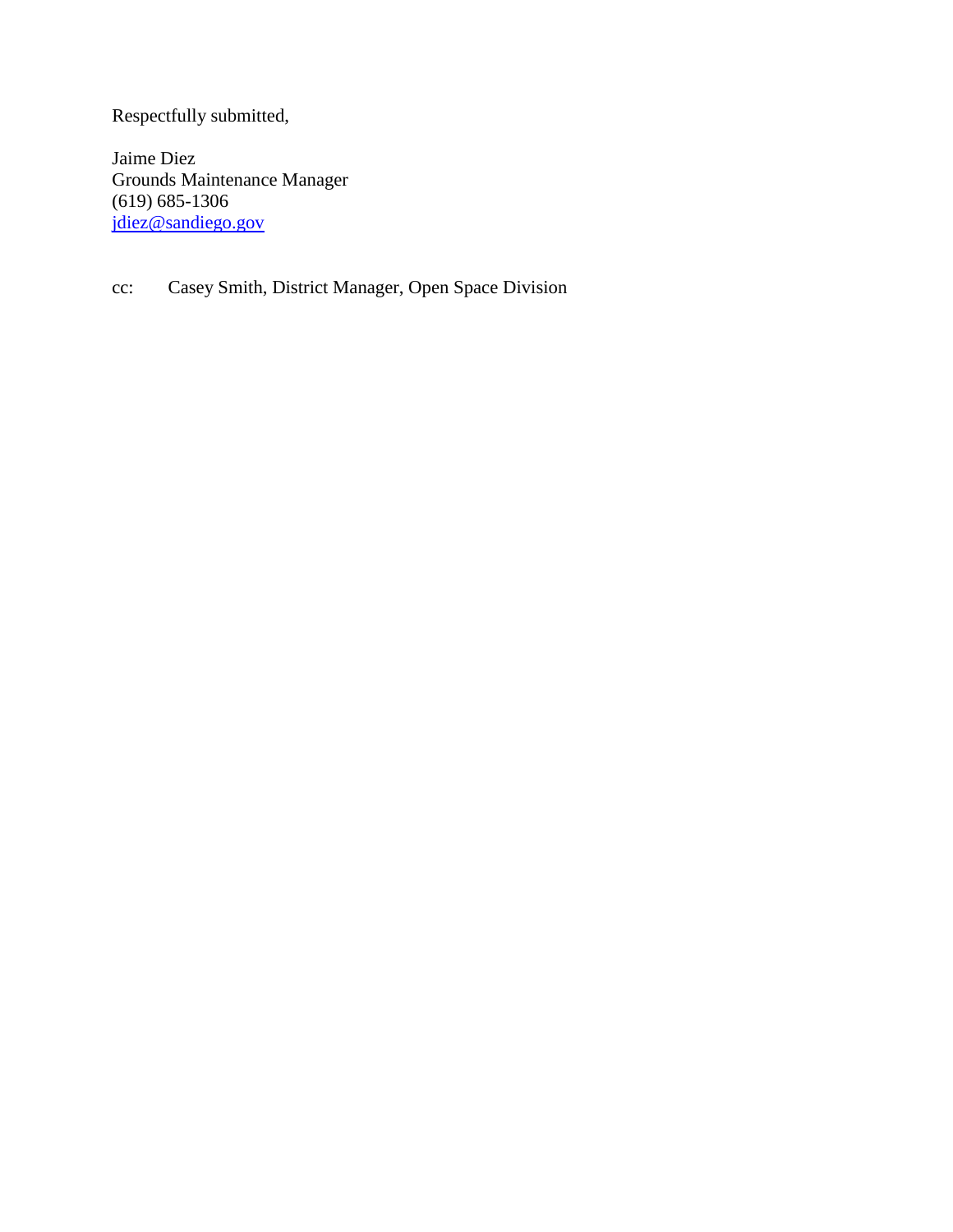Respectfully submitted,

Jaime Diez
Grounds Maintenance Manager
(619) 685-1306
jdiez@sandiego.gov

cc: Casey Smith, District Manager, Open Space Division